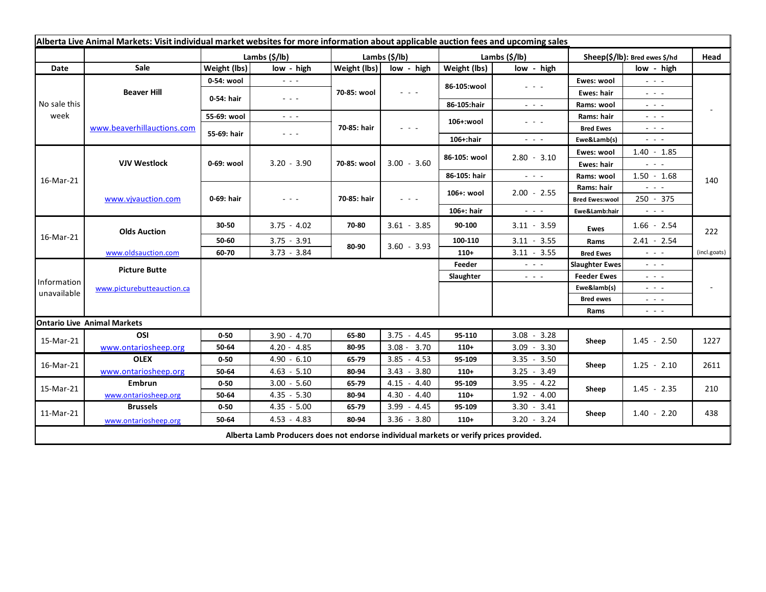**Alberta Live Animal Markets: Visit individual market websites for more information about applicable auction fees and upcoming sales**

| Date | Sale | Lambs ($/lb) | | Lambs ($/lb) | | Lambs ($/lb) | | Sheep($/lb): Bred ewes $/hd | | Head |
|---|---|---|---|---|---|---|---|---|---|---|
| | | Weight (lbs) | low - high | Weight (lbs) | low - high | Weight (lbs) | low - high | | low - high | |
| No sale this week | Beaver Hill | 0-54: wool | - - - | 70-85: wool | - - - | 86-105:wool | - - - | Ewes: wool | - - - | - |
| | | 0-54: hair | - - - | | | | | Ewes: hair | - - - | |
| | | | | | | 86-105:hair | - - - | Rams: wool | - - - | |
| | www.beaverhillauctions.com | 55-69: wool | - - - | 70-85: hair | - - - | 106+:wool | - - - | Rams: hair | - - - | |
| | | 55-69: hair | - - - | | | | | Bred Ewes | - - - | |
| | | | | | | 106+:hair | - - - | Ewe&Lamb(s) | - - - | |
| 16-Mar-21 | VJV Westlock | 0-69: wool | 3.20 - 3.90 | 70-85: wool | 3.00 - 3.60 | 86-105: wool | 2.80 - 3.10 | Ewes: wool | 1.40 - 1.85 | 140 |
| | | | | | | | | Ewes: hair | - - - | |
| | | | | | | 86-105: hair | - - - | Rams: wool | 1.50 - 1.68 | |
| | www.vjvauction.com | 0-69: hair | - - - | 70-85: hair | - - - | 106+: wool | 2.00 - 2.55 | Rams: hair | - - - | |
| | | | | | | | | Bred Ewes:wool | 250 - 375 | |
| | | | | | | 106+: hair | - - - | Ewe&Lamb:hair | - - - | |
| 16-Mar-21 | Olds Auction | 30-50 | 3.75 - 4.02 | 70-80 | 3.61 - 3.85 | 90-100 | 3.11 - 3.59 | Ewes | 1.66 - 2.54 | 222 |
| | | 50-60 | 3.75 - 3.91 | 80-90 | 3.60 - 3.93 | 100-110 | 3.11 - 3.55 | Rams | 2.41 - 2.54 | |
| | www.oldsauction.com | 60-70 | 3.73 - 3.84 | | | 110+ | 3.11 - 3.55 | Bred Ewes | - - - | (incl.goats) |
| Information unavailable | Picture Butte | | | | | Feeder | - - - | Slaughter Ewes | - - - | - |
| | | | | | | Slaughter | - - - | Feeder Ewes | - - - | |
| | www.picturebutteauction.ca | | | | | | | Ewe&lamb(s) | - - - | |
| | | | | | | | | Bred ewes | - - - | |
| | | | | | | | | Rams | - - - | |
| **Ontario Live Animal Markets** | | | | | | | | | | |
| 15-Mar-21 | OSI | 0-50 | 3.90 - 4.70 | 65-80 | 3.75 - 4.45 | 95-110 | 3.08 - 3.28 | Sheep | 1.45 - 2.50 | 1227 |
| | www.ontariosheep.org | 50-64 | 4.20 - 4.85 | 80-95 | 3.08 - 3.70 | 110+ | 3.09 - 3.30 | | | |
| 16-Mar-21 | OLEX | 0-50 | 4.90 - 6.10 | 65-79 | 3.85 - 4.53 | 95-109 | 3.35 - 3.50 | Sheep | 1.25 - 2.10 | 2611 |
| | www.ontariosheep.org | 50-64 | 4.63 - 5.10 | 80-94 | 3.43 - 3.80 | 110+ | 3.25 - 3.49 | | | |
| 15-Mar-21 | Embrun | 0-50 | 3.00 - 5.60 | 65-79 | 4.15 - 4.40 | 95-109 | 3.95 - 4.22 | Sheep | 1.45 - 2.35 | 210 |
| | www.ontariosheep.org | 50-64 | 4.35 - 5.30 | 80-94 | 4.30 - 4.40 | 110+ | 1.92 - 4.00 | | | |
| 11-Mar-21 | Brussels | 0-50 | 4.35 - 5.00 | 65-79 | 3.99 - 4.45 | 95-109 | 3.30 - 3.41 | Sheep | 1.40 - 2.20 | 438 |
| | www.ontariosheep.org | 50-64 | 4.53 - 4.83 | 80-94 | 3.36 - 3.80 | 110+ | 3.20 - 3.24 | | | |

**Alberta Lamb Producers does not endorse individual markets or verify prices provided.**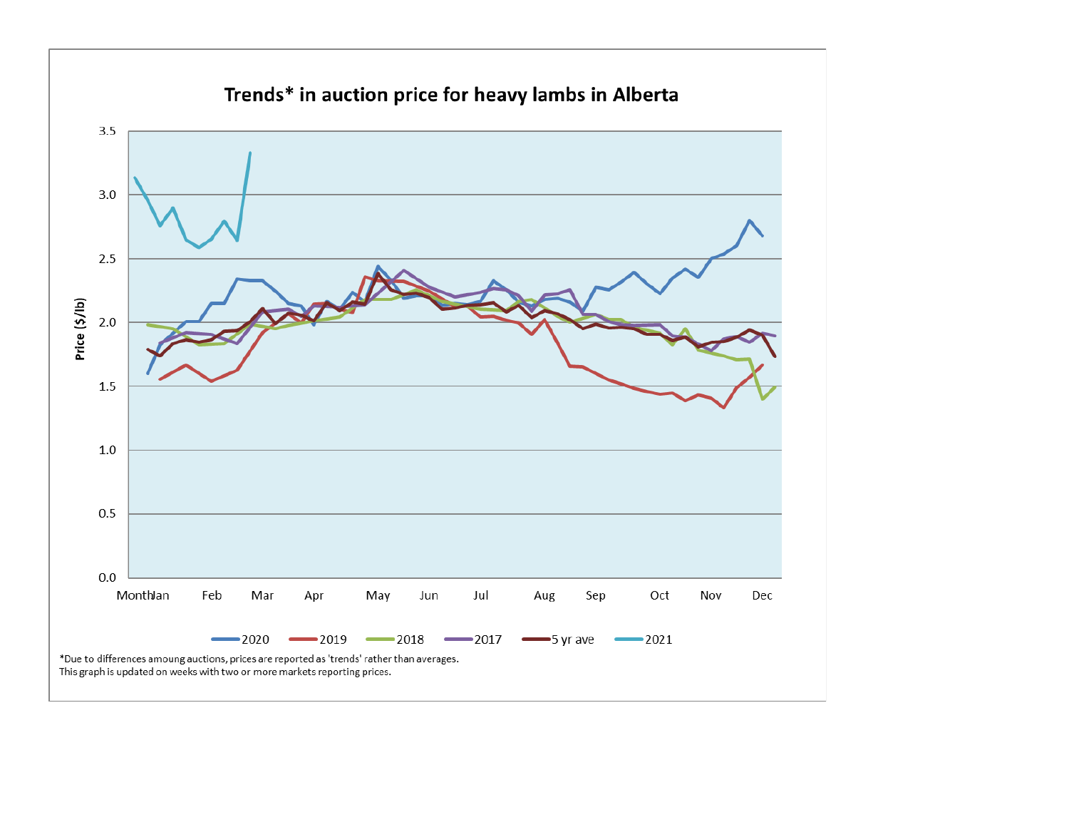## Trends* in auction price for heavy lambs in Alberta

Price ($/lb)

3.5
3.0
2.5
2.0
1.5
1.0
0.5
0.0

Month Jan Feb Mar Apr May Jun Jul Aug Sep Oct Nov Dec

2020 2019 2018 2017 5 yr ave 2021

*Due to differences amoung auctions, prices are reported as 'trends' rather than averages.
This graph is updated on weeks with two or more markets reporting prices.